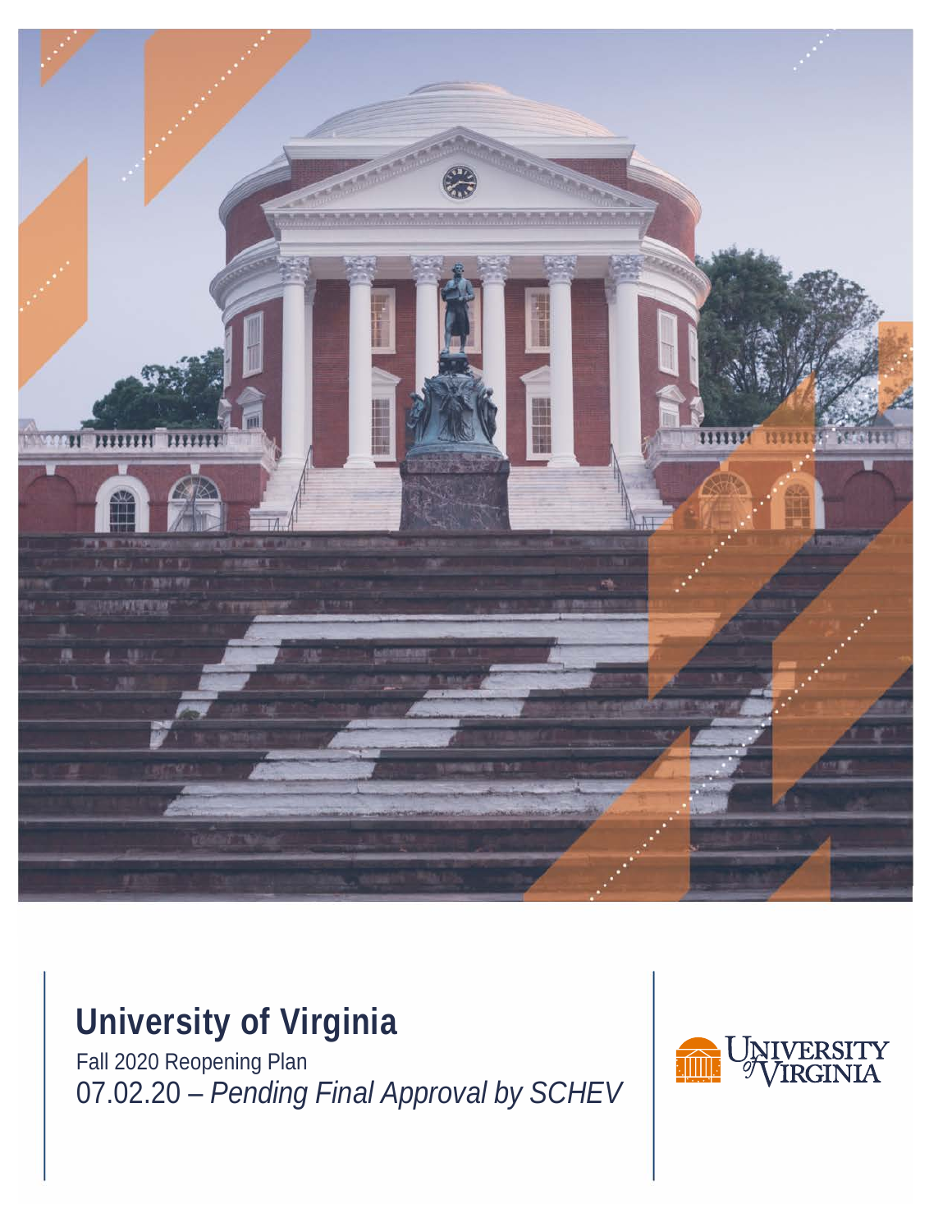# University of Virginia

Fall 2020 Reopening Plan

07.02.20 – *Pending Final Approval by SCHEV*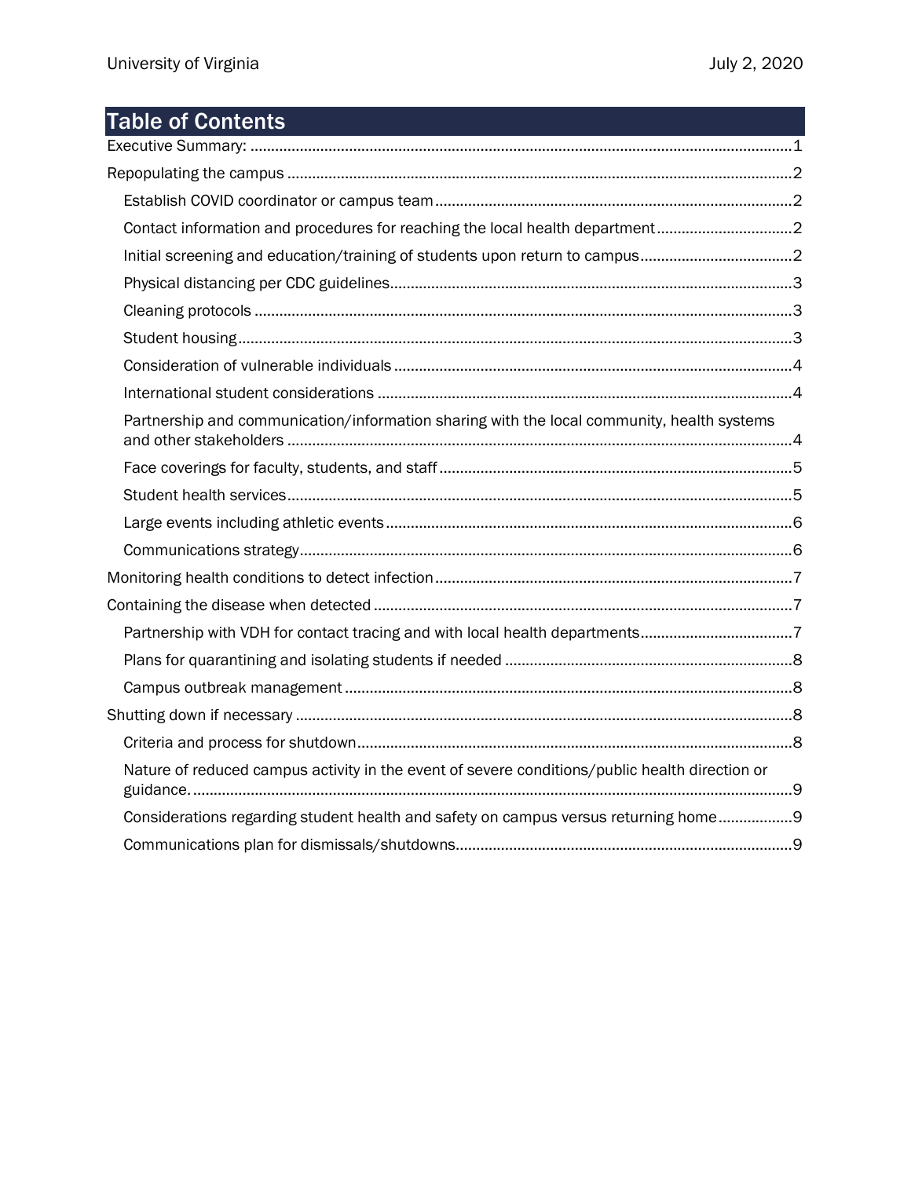# Table of Contents

- Executive Summary: ... 1
- Repopulating the campus ... 2
  - Establish COVID coordinator or campus team ... 2
  - Contact information and procedures for reaching the local health department ... 2
  - Initial screening and education/training of students upon return to campus ... 2
  - Physical distancing per CDC guidelines ... 3
  - Cleaning protocols ... 3
  - Student housing ... 3
  - Consideration of vulnerable individuals ... 4
  - International student considerations ... 4
  - Partnership and communication/information sharing with the local community, health systems and other stakeholders ... 4
  - Face coverings for faculty, students, and staff ... 5
  - Student health services ... 5
  - Large events including athletic events ... 6
  - Communications strategy ... 6
- Monitoring health conditions to detect infection ... 7
- Containing the disease when detected ... 7
  - Partnership with VDH for contact tracing and with local health departments ... 7
  - Plans for quarantining and isolating students if needed ... 8
  - Campus outbreak management ... 8
- Shutting down if necessary ... 8
  - Criteria and process for shutdown ... 8
  - Nature of reduced campus activity in the event of severe conditions/public health direction or guidance. ... 9
  - Considerations regarding student health and safety on campus versus returning home ... 9
  - Communications plan for dismissals/shutdowns ... 9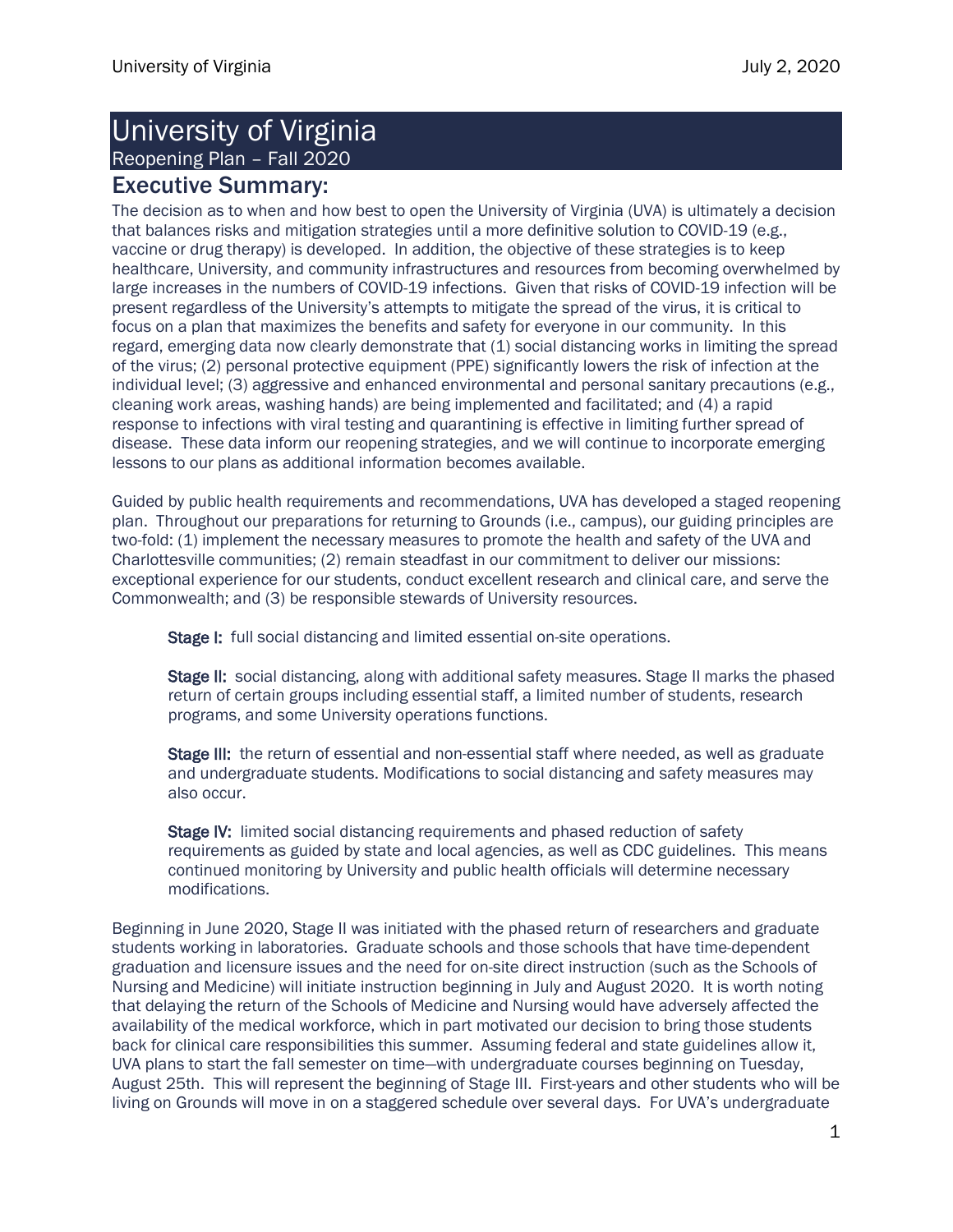# University of Virginia

Reopening Plan – Fall 2020

## Executive Summary:

The decision as to when and how best to open the University of Virginia (UVA) is ultimately a decision that balances risks and mitigation strategies until a more definitive solution to COVID-19 (e.g., vaccine or drug therapy) is developed. In addition, the objective of these strategies is to keep healthcare, University, and community infrastructures and resources from becoming overwhelmed by large increases in the numbers of COVID-19 infections. Given that risks of COVID-19 infection will be present regardless of the University's attempts to mitigate the spread of the virus, it is critical to focus on a plan that maximizes the benefits and safety for everyone in our community. In this regard, emerging data now clearly demonstrate that (1) social distancing works in limiting the spread of the virus; (2) personal protective equipment (PPE) significantly lowers the risk of infection at the individual level; (3) aggressive and enhanced environmental and personal sanitary precautions (e.g., cleaning work areas, washing hands) are being implemented and facilitated; and (4) a rapid response to infections with viral testing and quarantining is effective in limiting further spread of disease. These data inform our reopening strategies, and we will continue to incorporate emerging lessons to our plans as additional information becomes available.

Guided by public health requirements and recommendations, UVA has developed a staged reopening plan. Throughout our preparations for returning to Grounds (i.e., campus), our guiding principles are two-fold: (1) implement the necessary measures to promote the health and safety of the UVA and Charlottesville communities; (2) remain steadfast in our commitment to deliver our missions: exceptional experience for our students, conduct excellent research and clinical care, and serve the Commonwealth; and (3) be responsible stewards of University resources.

**Stage I:** full social distancing and limited essential on-site operations.

**Stage II:** social distancing, along with additional safety measures. Stage II marks the phased return of certain groups including essential staff, a limited number of students, research programs, and some University operations functions.

**Stage III:** the return of essential and non-essential staff where needed, as well as graduate and undergraduate students. Modifications to social distancing and safety measures may also occur.

**Stage IV:** limited social distancing requirements and phased reduction of safety requirements as guided by state and local agencies, as well as CDC guidelines. This means continued monitoring by University and public health officials will determine necessary modifications.

Beginning in June 2020, Stage II was initiated with the phased return of researchers and graduate students working in laboratories. Graduate schools and those schools that have time-dependent graduation and licensure issues and the need for on-site direct instruction (such as the Schools of Nursing and Medicine) will initiate instruction beginning in July and August 2020. It is worth noting that delaying the return of the Schools of Medicine and Nursing would have adversely affected the availability of the medical workforce, which in part motivated our decision to bring those students back for clinical care responsibilities this summer. Assuming federal and state guidelines allow it, UVA plans to start the fall semester on time—with undergraduate courses beginning on Tuesday, August 25th. This will represent the beginning of Stage III. First-years and other students who will be living on Grounds will move in on a staggered schedule over several days. For UVA's undergraduate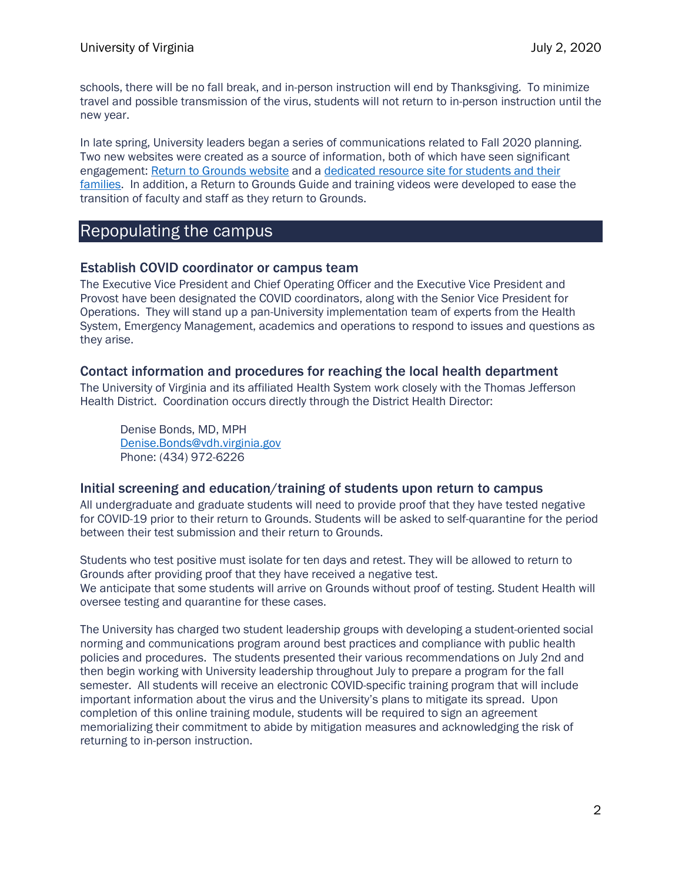schools, there will be no fall break, and in-person instruction will end by Thanksgiving. To minimize travel and possible transmission of the virus, students will not return to in-person instruction until the new year.

In late spring, University leaders began a series of communications related to Fall 2020 planning. Two new websites were created as a source of information, both of which have seen significant engagement: Return to Grounds website and a dedicated resource site for students and their families. In addition, a Return to Grounds Guide and training videos were developed to ease the transition of faculty and staff as they return to Grounds.

# Repopulating the campus

## Establish COVID coordinator or campus team

The Executive Vice President and Chief Operating Officer and the Executive Vice President and Provost have been designated the COVID coordinators, along with the Senior Vice President for Operations. They will stand up a pan-University implementation team of experts from the Health System, Emergency Management, academics and operations to respond to issues and questions as they arise.

## Contact information and procedures for reaching the local health department

The University of Virginia and its affiliated Health System work closely with the Thomas Jefferson Health District. Coordination occurs directly through the District Health Director:

> Denise Bonds, MD, MPH
> Denise.Bonds@vdh.virginia.gov
> Phone: (434) 972-6226

## Initial screening and education/training of students upon return to campus

All undergraduate and graduate students will need to provide proof that they have tested negative for COVID-19 prior to their return to Grounds. Students will be asked to self-quarantine for the period between their test submission and their return to Grounds.

Students who test positive must isolate for ten days and retest. They will be allowed to return to Grounds after providing proof that they have received a negative test.
We anticipate that some students will arrive on Grounds without proof of testing. Student Health will oversee testing and quarantine for these cases.

The University has charged two student leadership groups with developing a student-oriented social norming and communications program around best practices and compliance with public health policies and procedures. The students presented their various recommendations on July 2nd and then begin working with University leadership throughout July to prepare a program for the fall semester. All students will receive an electronic COVID-specific training program that will include important information about the virus and the University's plans to mitigate its spread. Upon completion of this online training module, students will be required to sign an agreement memorializing their commitment to abide by mitigation measures and acknowledging the risk of returning to in-person instruction.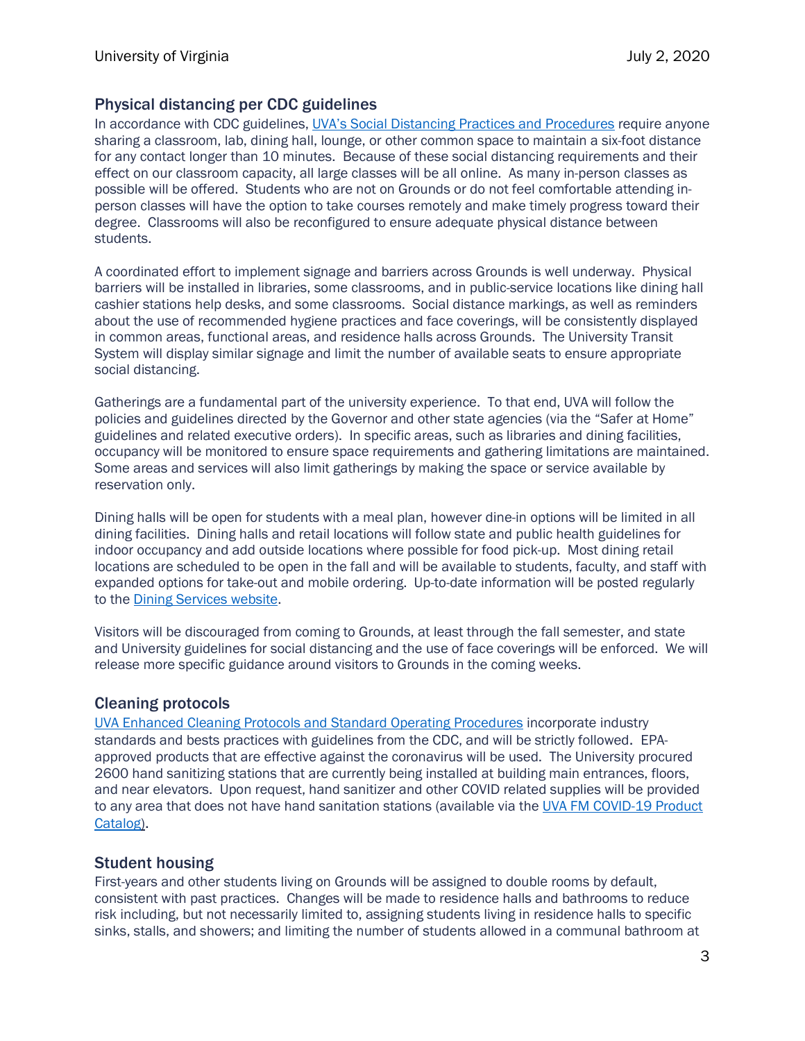## Physical distancing per CDC guidelines

In accordance with CDC guidelines, [UVA's Social Distancing Practices and Procedures] require anyone sharing a classroom, lab, dining hall, lounge, or other common space to maintain a six-foot distance for any contact longer than 10 minutes. Because of these social distancing requirements and their effect on our classroom capacity, all large classes will be all online. As many in-person classes as possible will be offered. Students who are not on Grounds or do not feel comfortable attending in-person classes will have the option to take courses remotely and make timely progress toward their degree. Classrooms will also be reconfigured to ensure adequate physical distance between students.

A coordinated effort to implement signage and barriers across Grounds is well underway. Physical barriers will be installed in libraries, some classrooms, and in public-service locations like dining hall cashier stations help desks, and some classrooms. Social distance markings, as well as reminders about the use of recommended hygiene practices and face coverings, will be consistently displayed in common areas, functional areas, and residence halls across Grounds. The University Transit System will display similar signage and limit the number of available seats to ensure appropriate social distancing.

Gatherings are a fundamental part of the university experience. To that end, UVA will follow the policies and guidelines directed by the Governor and other state agencies (via the "Safer at Home" guidelines and related executive orders). In specific areas, such as libraries and dining facilities, occupancy will be monitored to ensure space requirements and gathering limitations are maintained. Some areas and services will also limit gatherings by making the space or service available by reservation only.

Dining halls will be open for students with a meal plan, however dine-in options will be limited in all dining facilities. Dining halls and retail locations will follow state and public health guidelines for indoor occupancy and add outside locations where possible for food pick-up. Most dining retail locations are scheduled to be open in the fall and will be available to students, faculty, and staff with expanded options for take-out and mobile ordering. Up-to-date information will be posted regularly to the [Dining Services website].

Visitors will be discouraged from coming to Grounds, at least through the fall semester, and state and University guidelines for social distancing and the use of face coverings will be enforced. We will release more specific guidance around visitors to Grounds in the coming weeks.

## Cleaning protocols

[UVA Enhanced Cleaning Protocols and Standard Operating Procedures] incorporate industry standards and bests practices with guidelines from the CDC, and will be strictly followed. EPA-approved products that are effective against the coronavirus will be used. The University procured 2600 hand sanitizing stations that are currently being installed at building main entrances, floors, and near elevators. Upon request, hand sanitizer and other COVID related supplies will be provided to any area that does not have hand sanitation stations (available via the [UVA FM COVID-19 Product Catalog]).

## Student housing

First-years and other students living on Grounds will be assigned to double rooms by default, consistent with past practices. Changes will be made to residence halls and bathrooms to reduce risk including, but not necessarily limited to, assigning students living in residence halls to specific sinks, stalls, and showers; and limiting the number of students allowed in a communal bathroom at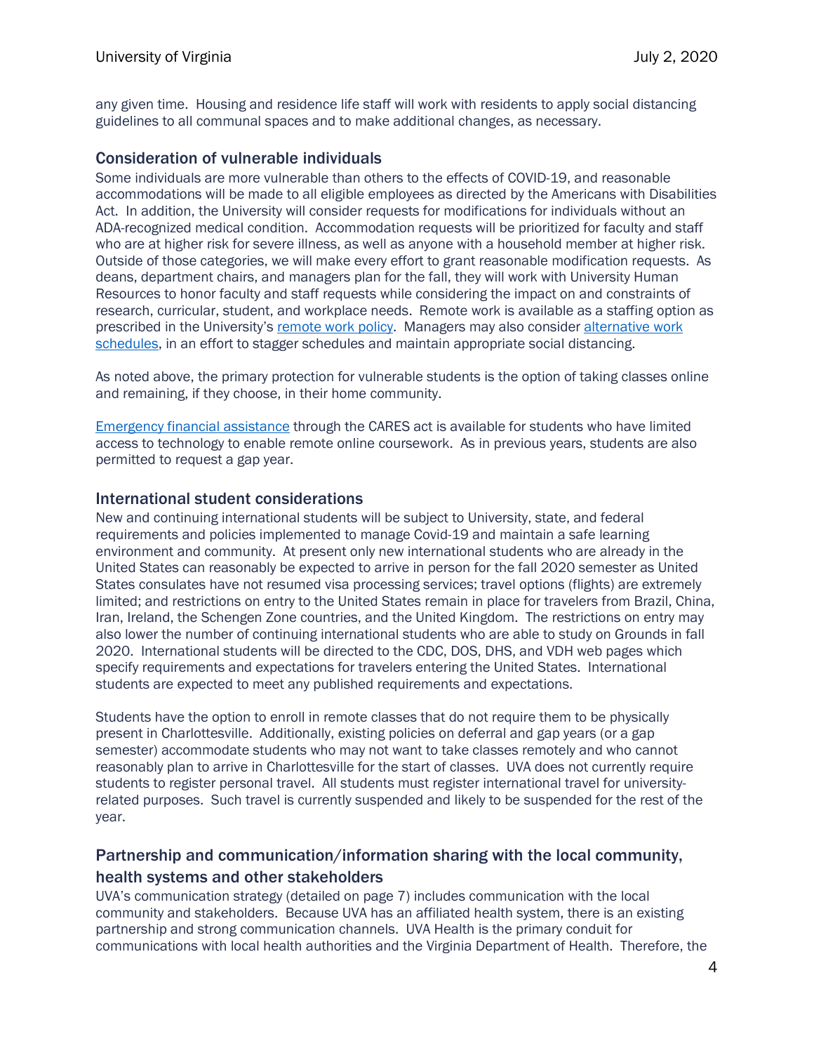any given time. Housing and residence life staff will work with residents to apply social distancing guidelines to all communal spaces and to make additional changes, as necessary.

## Consideration of vulnerable individuals

Some individuals are more vulnerable than others to the effects of COVID-19, and reasonable accommodations will be made to all eligible employees as directed by the Americans with Disabilities Act. In addition, the University will consider requests for modifications for individuals without an ADA-recognized medical condition. Accommodation requests will be prioritized for faculty and staff who are at higher risk for severe illness, as well as anyone with a household member at higher risk. Outside of those categories, we will make every effort to grant reasonable modification requests. As deans, department chairs, and managers plan for the fall, they will work with University Human Resources to honor faculty and staff requests while considering the impact on and constraints of research, curricular, student, and workplace needs. Remote work is available as a staffing option as prescribed in the University's remote work policy. Managers may also consider alternative work schedules, in an effort to stagger schedules and maintain appropriate social distancing.

As noted above, the primary protection for vulnerable students is the option of taking classes online and remaining, if they choose, in their home community.

Emergency financial assistance through the CARES act is available for students who have limited access to technology to enable remote online coursework. As in previous years, students are also permitted to request a gap year.

## International student considerations

New and continuing international students will be subject to University, state, and federal requirements and policies implemented to manage Covid-19 and maintain a safe learning environment and community. At present only new international students who are already in the United States can reasonably be expected to arrive in person for the fall 2020 semester as United States consulates have not resumed visa processing services; travel options (flights) are extremely limited; and restrictions on entry to the United States remain in place for travelers from Brazil, China, Iran, Ireland, the Schengen Zone countries, and the United Kingdom. The restrictions on entry may also lower the number of continuing international students who are able to study on Grounds in fall 2020. International students will be directed to the CDC, DOS, DHS, and VDH web pages which specify requirements and expectations for travelers entering the United States. International students are expected to meet any published requirements and expectations.

Students have the option to enroll in remote classes that do not require them to be physically present in Charlottesville. Additionally, existing policies on deferral and gap years (or a gap semester) accommodate students who may not want to take classes remotely and who cannot reasonably plan to arrive in Charlottesville for the start of classes. UVA does not currently require students to register personal travel. All students must register international travel for university-related purposes. Such travel is currently suspended and likely to be suspended for the rest of the year.

## Partnership and communication/information sharing with the local community, health systems and other stakeholders

UVA's communication strategy (detailed on page 7) includes communication with the local community and stakeholders. Because UVA has an affiliated health system, there is an existing partnership and strong communication channels. UVA Health is the primary conduit for communications with local health authorities and the Virginia Department of Health. Therefore, the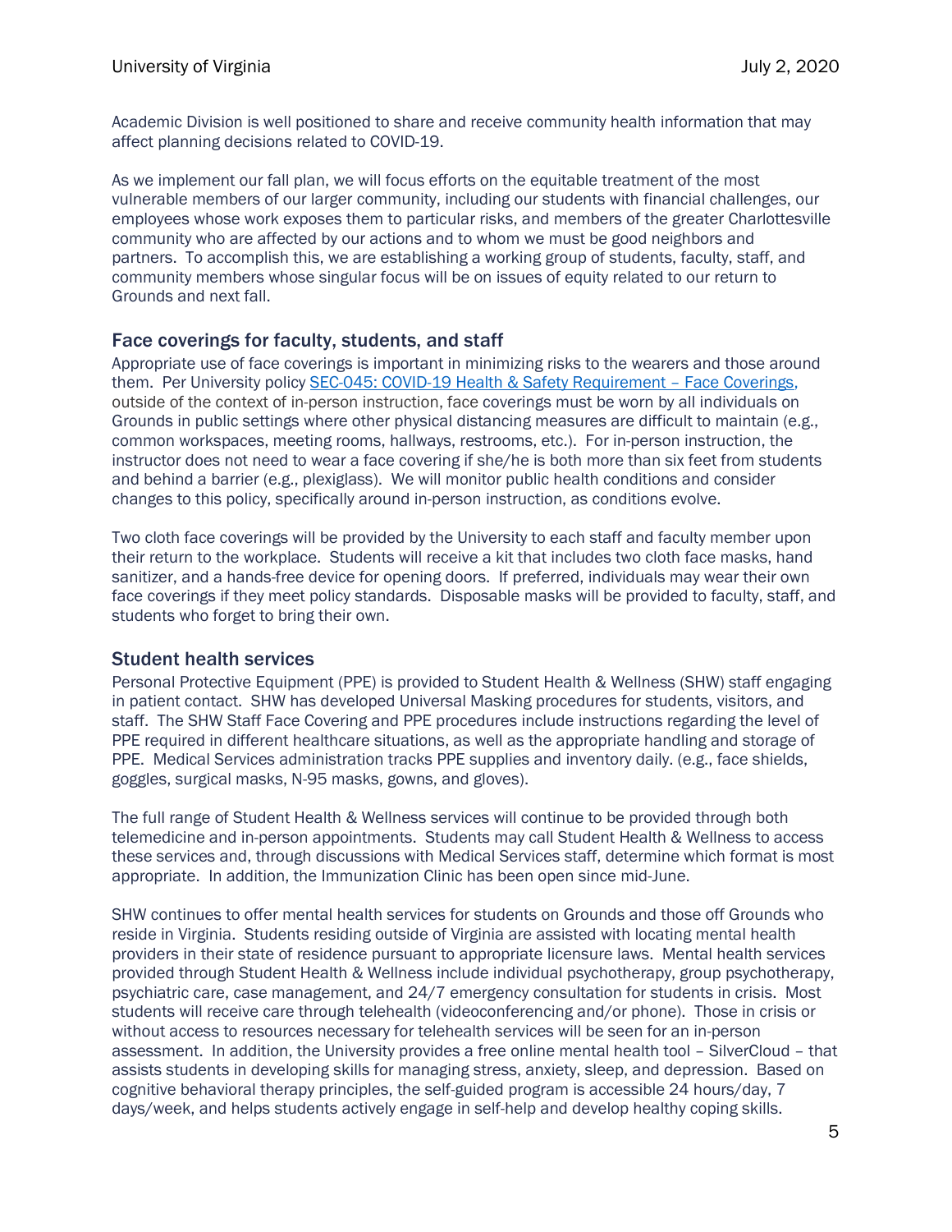Academic Division is well positioned to share and receive community health information that may affect planning decisions related to COVID-19.

As we implement our fall plan, we will focus efforts on the equitable treatment of the most vulnerable members of our larger community, including our students with financial challenges, our employees whose work exposes them to particular risks, and members of the greater Charlottesville community who are affected by our actions and to whom we must be good neighbors and partners. To accomplish this, we are establishing a working group of students, faculty, staff, and community members whose singular focus will be on issues of equity related to our return to Grounds and next fall.

## Face coverings for faculty, students, and staff

Appropriate use of face coverings is important in minimizing risks to the wearers and those around them. Per University policy [SEC-045: COVID-19 Health & Safety Requirement – Face Coverings,] outside of the context of in-person instruction, face coverings must be worn by all individuals on Grounds in public settings where other physical distancing measures are difficult to maintain (e.g., common workspaces, meeting rooms, hallways, restrooms, etc.). For in-person instruction, the instructor does not need to wear a face covering if she/he is both more than six feet from students and behind a barrier (e.g., plexiglass). We will monitor public health conditions and consider changes to this policy, specifically around in-person instruction, as conditions evolve.

Two cloth face coverings will be provided by the University to each staff and faculty member upon their return to the workplace. Students will receive a kit that includes two cloth face masks, hand sanitizer, and a hands-free device for opening doors. If preferred, individuals may wear their own face coverings if they meet policy standards. Disposable masks will be provided to faculty, staff, and students who forget to bring their own.

## Student health services

Personal Protective Equipment (PPE) is provided to Student Health & Wellness (SHW) staff engaging in patient contact. SHW has developed Universal Masking procedures for students, visitors, and staff. The SHW Staff Face Covering and PPE procedures include instructions regarding the level of PPE required in different healthcare situations, as well as the appropriate handling and storage of PPE. Medical Services administration tracks PPE supplies and inventory daily. (e.g., face shields, goggles, surgical masks, N-95 masks, gowns, and gloves).

The full range of Student Health & Wellness services will continue to be provided through both telemedicine and in-person appointments. Students may call Student Health & Wellness to access these services and, through discussions with Medical Services staff, determine which format is most appropriate. In addition, the Immunization Clinic has been open since mid-June.

SHW continues to offer mental health services for students on Grounds and those off Grounds who reside in Virginia. Students residing outside of Virginia are assisted with locating mental health providers in their state of residence pursuant to appropriate licensure laws. Mental health services provided through Student Health & Wellness include individual psychotherapy, group psychotherapy, psychiatric care, case management, and 24/7 emergency consultation for students in crisis. Most students will receive care through telehealth (videoconferencing and/or phone). Those in crisis or without access to resources necessary for telehealth services will be seen for an in-person assessment. In addition, the University provides a free online mental health tool – SilverCloud – that assists students in developing skills for managing stress, anxiety, sleep, and depression. Based on cognitive behavioral therapy principles, the self-guided program is accessible 24 hours/day, 7 days/week, and helps students actively engage in self-help and develop healthy coping skills.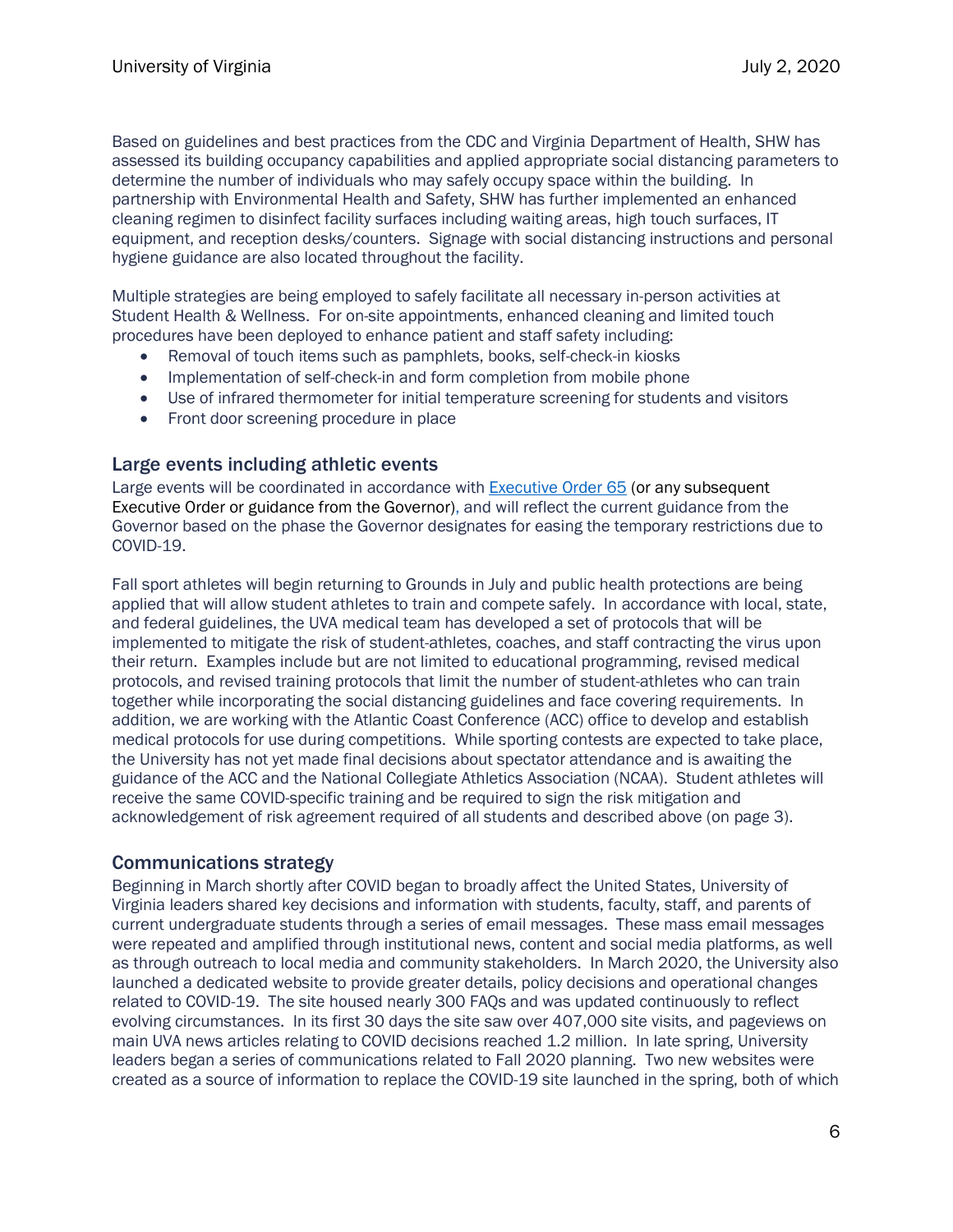Based on guidelines and best practices from the CDC and Virginia Department of Health, SHW has assessed its building occupancy capabilities and applied appropriate social distancing parameters to determine the number of individuals who may safely occupy space within the building. In partnership with Environmental Health and Safety, SHW has further implemented an enhanced cleaning regimen to disinfect facility surfaces including waiting areas, high touch surfaces, IT equipment, and reception desks/counters. Signage with social distancing instructions and personal hygiene guidance are also located throughout the facility.

Multiple strategies are being employed to safely facilitate all necessary in-person activities at Student Health & Wellness. For on-site appointments, enhanced cleaning and limited touch procedures have been deployed to enhance patient and staff safety including:

- Removal of touch items such as pamphlets, books, self-check-in kiosks
- Implementation of self-check-in and form completion from mobile phone
- Use of infrared thermometer for initial temperature screening for students and visitors
- Front door screening procedure in place

## Large events including athletic events

Large events will be coordinated in accordance with [Executive Order 65](#) (or any subsequent Executive Order or guidance from the Governor), and will reflect the current guidance from the Governor based on the phase the Governor designates for easing the temporary restrictions due to COVID-19.

Fall sport athletes will begin returning to Grounds in July and public health protections are being applied that will allow student athletes to train and compete safely. In accordance with local, state, and federal guidelines, the UVA medical team has developed a set of protocols that will be implemented to mitigate the risk of student-athletes, coaches, and staff contracting the virus upon their return. Examples include but are not limited to educational programming, revised medical protocols, and revised training protocols that limit the number of student-athletes who can train together while incorporating the social distancing guidelines and face covering requirements. In addition, we are working with the Atlantic Coast Conference (ACC) office to develop and establish medical protocols for use during competitions. While sporting contests are expected to take place, the University has not yet made final decisions about spectator attendance and is awaiting the guidance of the ACC and the National Collegiate Athletics Association (NCAA). Student athletes will receive the same COVID-specific training and be required to sign the risk mitigation and acknowledgement of risk agreement required of all students and described above (on page 3).

## Communications strategy

Beginning in March shortly after COVID began to broadly affect the United States, University of Virginia leaders shared key decisions and information with students, faculty, staff, and parents of current undergraduate students through a series of email messages. These mass email messages were repeated and amplified through institutional news, content and social media platforms, as well as through outreach to local media and community stakeholders. In March 2020, the University also launched a dedicated website to provide greater details, policy decisions and operational changes related to COVID-19. The site housed nearly 300 FAQs and was updated continuously to reflect evolving circumstances. In its first 30 days the site saw over 407,000 site visits, and pageviews on main UVA news articles relating to COVID decisions reached 1.2 million. In late spring, University leaders began a series of communications related to Fall 2020 planning. Two new websites were created as a source of information to replace the COVID-19 site launched in the spring, both of which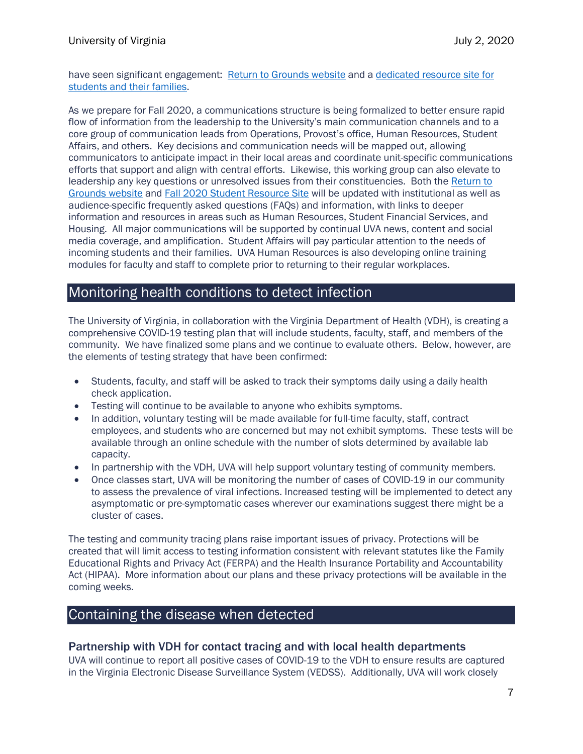have seen significant engagement: [Return to Grounds website]() and a [dedicated resource site for students and their families]().

As we prepare for Fall 2020, a communications structure is being formalized to better ensure rapid flow of information from the leadership to the University's main communication channels and to a core group of communication leads from Operations, Provost's office, Human Resources, Student Affairs, and others. Key decisions and communication needs will be mapped out, allowing communicators to anticipate impact in their local areas and coordinate unit-specific communications efforts that support and align with central efforts. Likewise, this working group can also elevate to leadership any key questions or unresolved issues from their constituencies. Both the [Return to Grounds website]() and [Fall 2020 Student Resource Site]() will be updated with institutional as well as audience-specific frequently asked questions (FAQs) and information, with links to deeper information and resources in areas such as Human Resources, Student Financial Services, and Housing. All major communications will be supported by continual UVA news, content and social media coverage, and amplification. Student Affairs will pay particular attention to the needs of incoming students and their families. UVA Human Resources is also developing online training modules for faculty and staff to complete prior to returning to their regular workplaces.

## Monitoring health conditions to detect infection

The University of Virginia, in collaboration with the Virginia Department of Health (VDH), is creating a comprehensive COVID-19 testing plan that will include students, faculty, staff, and members of the community. We have finalized some plans and we continue to evaluate others. Below, however, are the elements of testing strategy that have been confirmed:

- Students, faculty, and staff will be asked to track their symptoms daily using a daily health check application.
- Testing will continue to be available to anyone who exhibits symptoms.
- In addition, voluntary testing will be made available for full-time faculty, staff, contract employees, and students who are concerned but may not exhibit symptoms. These tests will be available through an online schedule with the number of slots determined by available lab capacity.
- In partnership with the VDH, UVA will help support voluntary testing of community members.
- Once classes start, UVA will be monitoring the number of cases of COVID-19 in our community to assess the prevalence of viral infections. Increased testing will be implemented to detect any asymptomatic or pre-symptomatic cases wherever our examinations suggest there might be a cluster of cases.

The testing and community tracing plans raise important issues of privacy. Protections will be created that will limit access to testing information consistent with relevant statutes like the Family Educational Rights and Privacy Act (FERPA) and the Health Insurance Portability and Accountability Act (HIPAA). More information about our plans and these privacy protections will be available in the coming weeks.

## Containing the disease when detected

### Partnership with VDH for contact tracing and with local health departments

UVA will continue to report all positive cases of COVID-19 to the VDH to ensure results are captured in the Virginia Electronic Disease Surveillance System (VEDSS). Additionally, UVA will work closely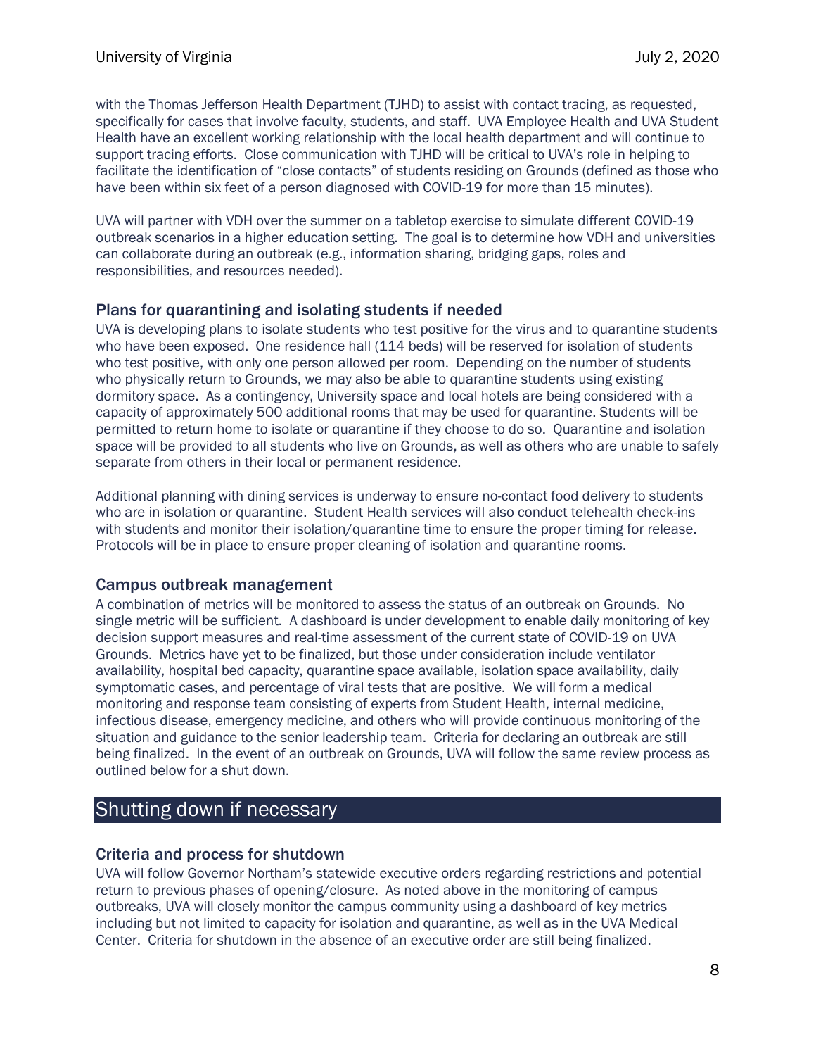with the Thomas Jefferson Health Department (TJHD) to assist with contact tracing, as requested, specifically for cases that involve faculty, students, and staff. UVA Employee Health and UVA Student Health have an excellent working relationship with the local health department and will continue to support tracing efforts. Close communication with TJHD will be critical to UVA's role in helping to facilitate the identification of "close contacts" of students residing on Grounds (defined as those who have been within six feet of a person diagnosed with COVID-19 for more than 15 minutes).

UVA will partner with VDH over the summer on a tabletop exercise to simulate different COVID-19 outbreak scenarios in a higher education setting. The goal is to determine how VDH and universities can collaborate during an outbreak (e.g., information sharing, bridging gaps, roles and responsibilities, and resources needed).

### Plans for quarantining and isolating students if needed

UVA is developing plans to isolate students who test positive for the virus and to quarantine students who have been exposed. One residence hall (114 beds) will be reserved for isolation of students who test positive, with only one person allowed per room. Depending on the number of students who physically return to Grounds, we may also be able to quarantine students using existing dormitory space. As a contingency, University space and local hotels are being considered with a capacity of approximately 500 additional rooms that may be used for quarantine. Students will be permitted to return home to isolate or quarantine if they choose to do so. Quarantine and isolation space will be provided to all students who live on Grounds, as well as others who are unable to safely separate from others in their local or permanent residence.

Additional planning with dining services is underway to ensure no-contact food delivery to students who are in isolation or quarantine. Student Health services will also conduct telehealth check-ins with students and monitor their isolation/quarantine time to ensure the proper timing for release. Protocols will be in place to ensure proper cleaning of isolation and quarantine rooms.

### Campus outbreak management

A combination of metrics will be monitored to assess the status of an outbreak on Grounds. No single metric will be sufficient. A dashboard is under development to enable daily monitoring of key decision support measures and real-time assessment of the current state of COVID-19 on UVA Grounds. Metrics have yet to be finalized, but those under consideration include ventilator availability, hospital bed capacity, quarantine space available, isolation space availability, daily symptomatic cases, and percentage of viral tests that are positive. We will form a medical monitoring and response team consisting of experts from Student Health, internal medicine, infectious disease, emergency medicine, and others who will provide continuous monitoring of the situation and guidance to the senior leadership team. Criteria for declaring an outbreak are still being finalized. In the event of an outbreak on Grounds, UVA will follow the same review process as outlined below for a shut down.

## Shutting down if necessary

### Criteria and process for shutdown

UVA will follow Governor Northam's statewide executive orders regarding restrictions and potential return to previous phases of opening/closure. As noted above in the monitoring of campus outbreaks, UVA will closely monitor the campus community using a dashboard of key metrics including but not limited to capacity for isolation and quarantine, as well as in the UVA Medical Center. Criteria for shutdown in the absence of an executive order are still being finalized.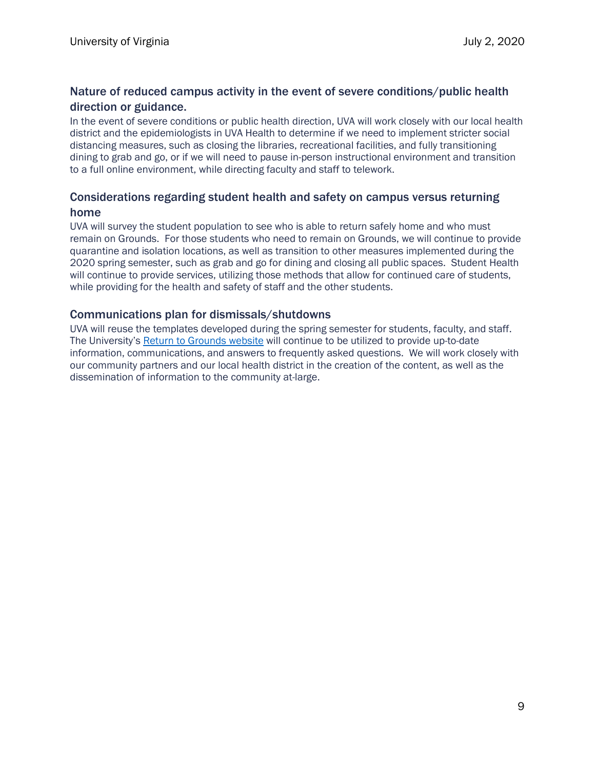## Nature of reduced campus activity in the event of severe conditions/public health direction or guidance.

In the event of severe conditions or public health direction, UVA will work closely with our local health district and the epidemiologists in UVA Health to determine if we need to implement stricter social distancing measures, such as closing the libraries, recreational facilities, and fully transitioning dining to grab and go, or if we will need to pause in-person instructional environment and transition to a full online environment, while directing faculty and staff to telework.

## Considerations regarding student health and safety on campus versus returning home

UVA will survey the student population to see who is able to return safely home and who must remain on Grounds. For those students who need to remain on Grounds, we will continue to provide quarantine and isolation locations, as well as transition to other measures implemented during the 2020 spring semester, such as grab and go for dining and closing all public spaces. Student Health will continue to provide services, utilizing those methods that allow for continued care of students, while providing for the health and safety of staff and the other students.

## Communications plan for dismissals/shutdowns

UVA will reuse the templates developed during the spring semester for students, faculty, and staff. The University's Return to Grounds website will continue to be utilized to provide up-to-date information, communications, and answers to frequently asked questions. We will work closely with our community partners and our local health district in the creation of the content, as well as the dissemination of information to the community at-large.